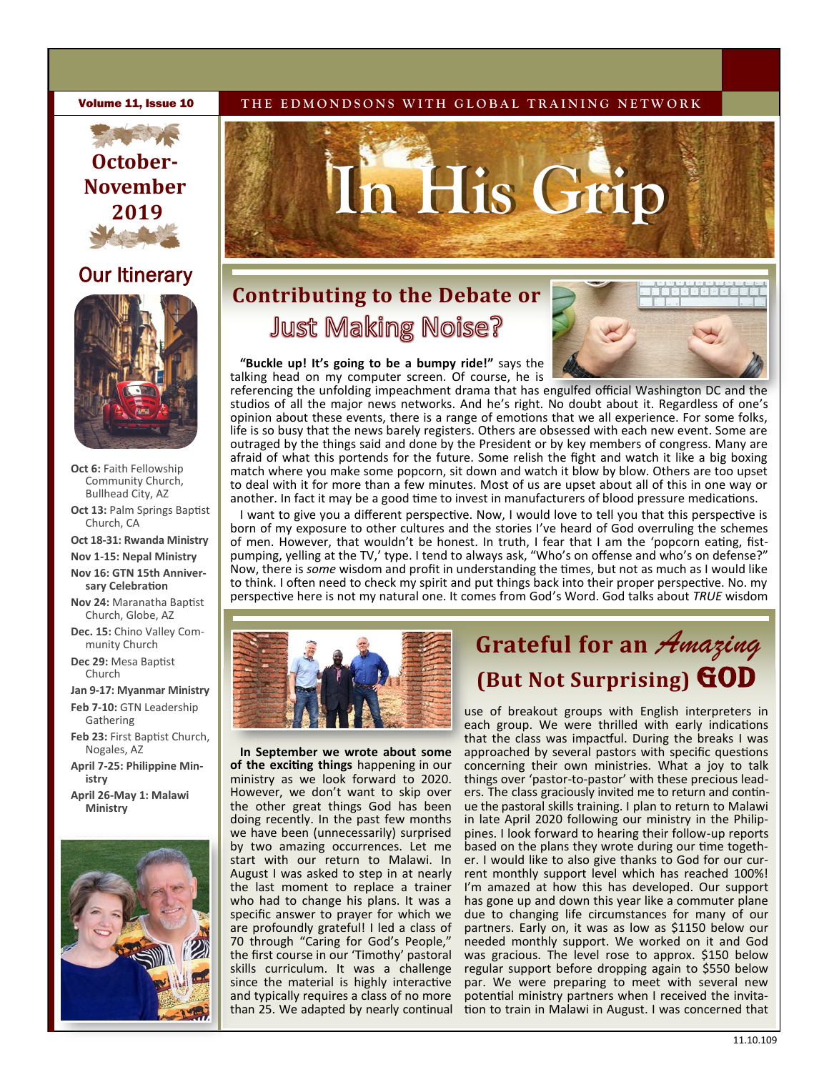Volume 11, Issue 10

THE EDMONDSONS WITH GLOBAL TRAINING NETWORK

# In His Grip

**October-November 2019**

## Our Itinerary

**Oct 6:** Faith Fellowship Community Church, Bullhead City, AZ

**Oct 13:** Palm Springs Baptist Church, CA

**Oct 18-31: Rwanda Ministry**

**Nov 1-15: Nepal Ministry**

**Nov 16: GTN 15th Anniversary Celebration**

**Nov 24:** Maranatha Baptist Church, Globe, AZ

**Dec. 15:** Chino Valley Community Church

**Dec 29:** Mesa Baptist Church

**Jan 9-17: Myanmar Ministry**

**Feb 7-10:** GTN Leadership Gathering

**Feb 23:** First Baptist Church, Nogales, AZ

**April 7-25: Philippine Ministry**

**April 26-May 1: Malawi Ministry**

## Contributing to the Debate or Just Making Noise?

**"Buckle up! It's going to be a bumpy ride!"** says the talking head on my computer screen. Of course, he is referencing the unfolding impeachment drama that has engulfed official Washington DC and the studios of all the major news networks. And he's right. No doubt about it. Regardless of one's opinion about these events, there is a range of emotions that we all experience. For some folks, life is so busy that the news barely registers. Others are obsessed with each new event. Some are outraged by the things said and done by the President or by key members of congress. Many are afraid of what this portends for the future. Some relish the fight and watch it like a big boxing match where you make some popcorn, sit down and watch it blow by blow. Others are too upset to deal with it for more than a few minutes. Most of us are upset about all of this in one way or another. In fact it may be a good time to invest in manufacturers of blood pressure medications.

I want to give you a different perspective. Now, I would love to tell you that this perspective is born of my exposure to other cultures and the stories I've heard of God overruling the schemes of men. However, that wouldn't be honest. In truth, I fear that I am the 'popcorn eating, fist-pumping, yelling at the TV,' type. I tend to always ask, "Who's on offense and who's on defense?" Now, there is *some* wisdom and profit in understanding the times, but not as much as I would like to think. I often need to check my spirit and put things back into their proper perspective. No. my perspective here is not my natural one. It comes from God's Word. God talks about *TRUE* wisdom

## Grateful for an *Amazing* (But Not Surprising) GOD

**In September we wrote about some of the exciting things** happening in our ministry as we look forward to 2020. However, we don't want to skip over the other great things God has been doing recently. In the past few months we have been (unnecessarily) surprised by two amazing occurrences. Let me start with our return to Malawi. In August I was asked to step in at nearly the last moment to replace a trainer who had to change his plans. It was a specific answer to prayer for which we are profoundly grateful! I led a class of 70 through "Caring for God's People," the first course in our 'Timothy' pastoral skills curriculum. It was a challenge since the material is highly interactive and typically requires a class of no more than 25. We adapted by nearly continual use of breakout groups with English interpreters in each group. We were thrilled with early indications that the class was impactful. During the breaks I was approached by several pastors with specific questions concerning their own ministries. What a joy to talk things over 'pastor-to-pastor' with these precious leaders. The class graciously invited me to return and continue the pastoral skills training. I plan to return to Malawi in late April 2020 following our ministry in the Philippines. I look forward to hearing their follow-up reports based on the plans they wrote during our time together. I would like to also give thanks to God for our current monthly support level which has reached 100%! I'm amazed at how this has developed. Our support has gone up and down this year like a commuter plane due to changing life circumstances for many of our partners. Early on, it was as low as $1150 below our needed monthly support. We worked on it and God was gracious. The level rose to approx. $150 below regular support before dropping again to $550 below par. We were preparing to meet with several new potential ministry partners when I received the invitation to train in Malawi in August. I was concerned that

11.10.109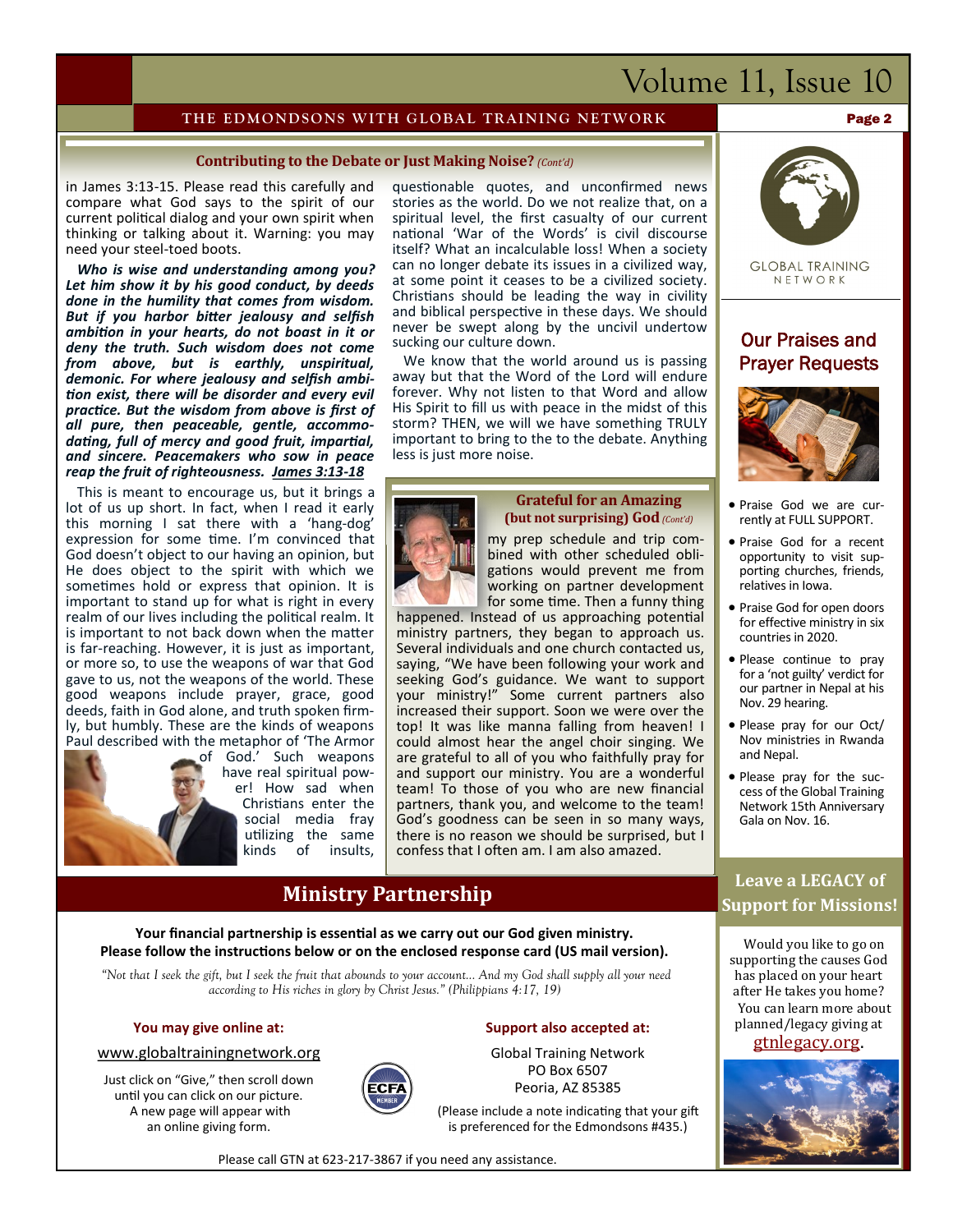## Contributing to the Debate or Just Making Noise? *(Cont'd)*

in James 3:13-15. Please read this carefully and compare what God says to the spirit of our current political dialog and your own spirit when thinking or talking about it. Warning: you may need your steel-toed boots.

***Who is wise and understanding among you? Let him show it by his good conduct, by deeds done in the humility that comes from wisdom. But if you harbor bitter jealousy and selfish ambition in your hearts, do not boast in it or deny the truth. Such wisdom does not come from above, but is earthly, unspiritual, demonic. For where jealousy and selfish ambition exist, there will be disorder and every evil practice. But the wisdom from above is first of all pure, then peaceable, gentle, accommodating, full of mercy and good fruit, impartial, and sincere. Peacemakers who sow in peace reap the fruit of righteousness. James 3:13-18***

This is meant to encourage us, but it brings a lot of us up short. In fact, when I read it early this morning I sat there with a 'hang-dog' expression for some time. I'm convinced that God doesn't object to our having an opinion, but He does object to the spirit with which we sometimes hold or express that opinion. It is important to stand up for what is right in every realm of our lives including the political realm. It is important to not back down when the matter is far-reaching. However, it is just as important, or more so, to use the weapons of war that God gave to us, not the weapons of the world. These good weapons include prayer, grace, good deeds, faith in God alone, and truth spoken firmly, but humbly. These are the kinds of weapons Paul described with the metaphor of 'The Armor of God.' Such weapons have real spiritual power! How sad when Christians enter the social media fray utilizing the same kinds of insults, questionable quotes, and unconfirmed news stories as the world. Do we not realize that, on a spiritual level, the first casualty of our current national 'War of the Words' is civil discourse itself? What an incalculable loss! When a society can no longer debate its issues in a civilized way, at some point it ceases to be a civilized society. Christians should be leading the way in civility and biblical perspective in these days. We should never be swept along by the uncivil undertow sucking our culture down.

We know that the world around us is passing away but that the Word of the Lord will endure forever. Why not listen to that Word and allow His Spirit to fill us with peace in the midst of this storm? THEN, we will we have something TRULY important to bring to the to the debate. Anything less is just more noise.

## Grateful for an Amazing (but not surprising) God *(Cont'd)*

my prep schedule and trip combined with other scheduled obligations would prevent me from working on partner development for some time. Then a funny thing happened. Instead of us approaching potential ministry partners, they began to approach us. Several individuals and one church contacted us, saying, "We have been following your work and seeking God's guidance. We want to support your ministry!" Some current partners also increased their support. Soon we were over the top! It was like manna falling from heaven! I could almost hear the angel choir singing. We are grateful to all of you who faithfully pray for and support our ministry. You are a wonderful team! To those of you who are new financial partners, thank you, and welcome to the team! God's goodness can be seen in so many ways, there is no reason we should be surprised, but I confess that I often am. I am also amazed.

GLOBAL TRAINING NETWORK

## Our Praises and Prayer Requests

- Praise God we are currently at FULL SUPPORT.
- Praise God for a recent opportunity to visit supporting churches, friends, relatives in Iowa.
- Praise God for open doors for effective ministry in six countries in 2020.
- Please continue to pray for a 'not guilty' verdict for our partner in Nepal at his Nov. 29 hearing.
- Please pray for our Oct/Nov ministries in Rwanda and Nepal.
- Please pray for the success of the Global Training Network 15th Anniversary Gala on Nov. 16.

## Ministry Partnership

**Your financial partnership is essential as we carry out our God given ministry. Please follow the instructions below or on the enclosed response card (US mail version).**

*"Not that I seek the gift, but I seek the fruit that abounds to your account... And my God shall supply all your need according to His riches in glory by Christ Jesus." (Philippians 4:17, 19)*

**You may give online at:**

www.globaltrainingnetwork.org

Just click on "Give," then scroll down until you can click on our picture. A new page will appear with an online giving form.

ECFA MEMBER

**Support also accepted at:**

Global Training Network
PO Box 6507
Peoria, AZ 85385

(Please include a note indicating that your gift is preferenced for the Edmondsons #435.)

Please call GTN at 623-217-3867 if you need any assistance.

## Leave a LEGACY of Support for Missions!

Would you like to go on supporting the causes God has placed on your heart after He takes you home? You can learn more about planned/legacy giving at gtnlegacy.org.